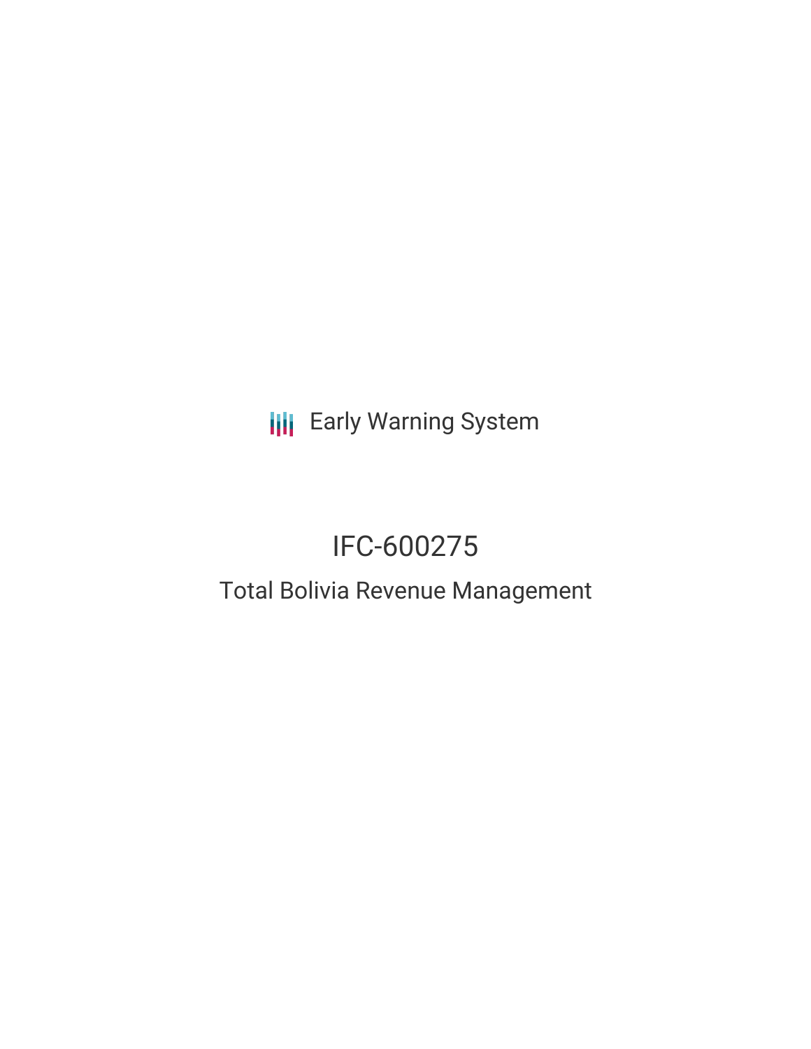Early Warning System

# IFC-600275

## Total Bolivia Revenue Management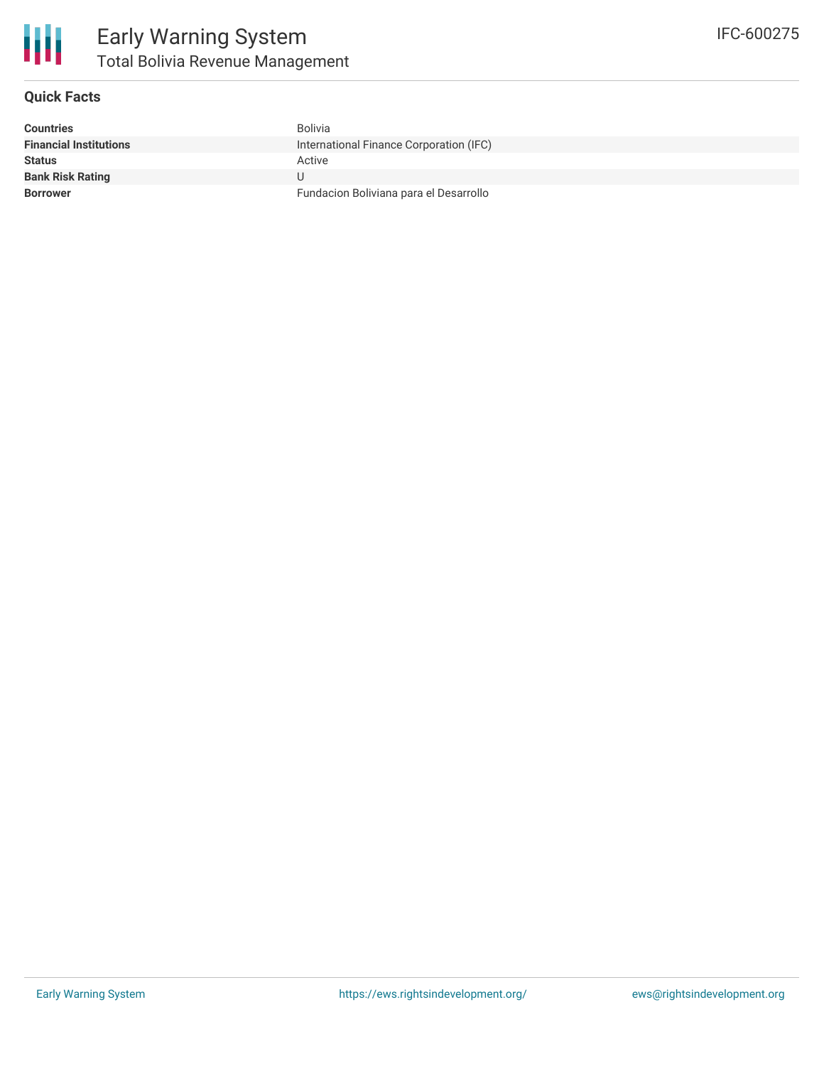# Early Warning System

## Total Bolivia Revenue Management

IFC-600275

### Quick Facts

| | |
|---|---|
| **Countries** | Bolivia |
| **Financial Institutions** | International Finance Corporation (IFC) |
| **Status** | Active |
| **Bank Risk Rating** | U |
| **Borrower** | Fundacion Boliviana para el Desarrollo |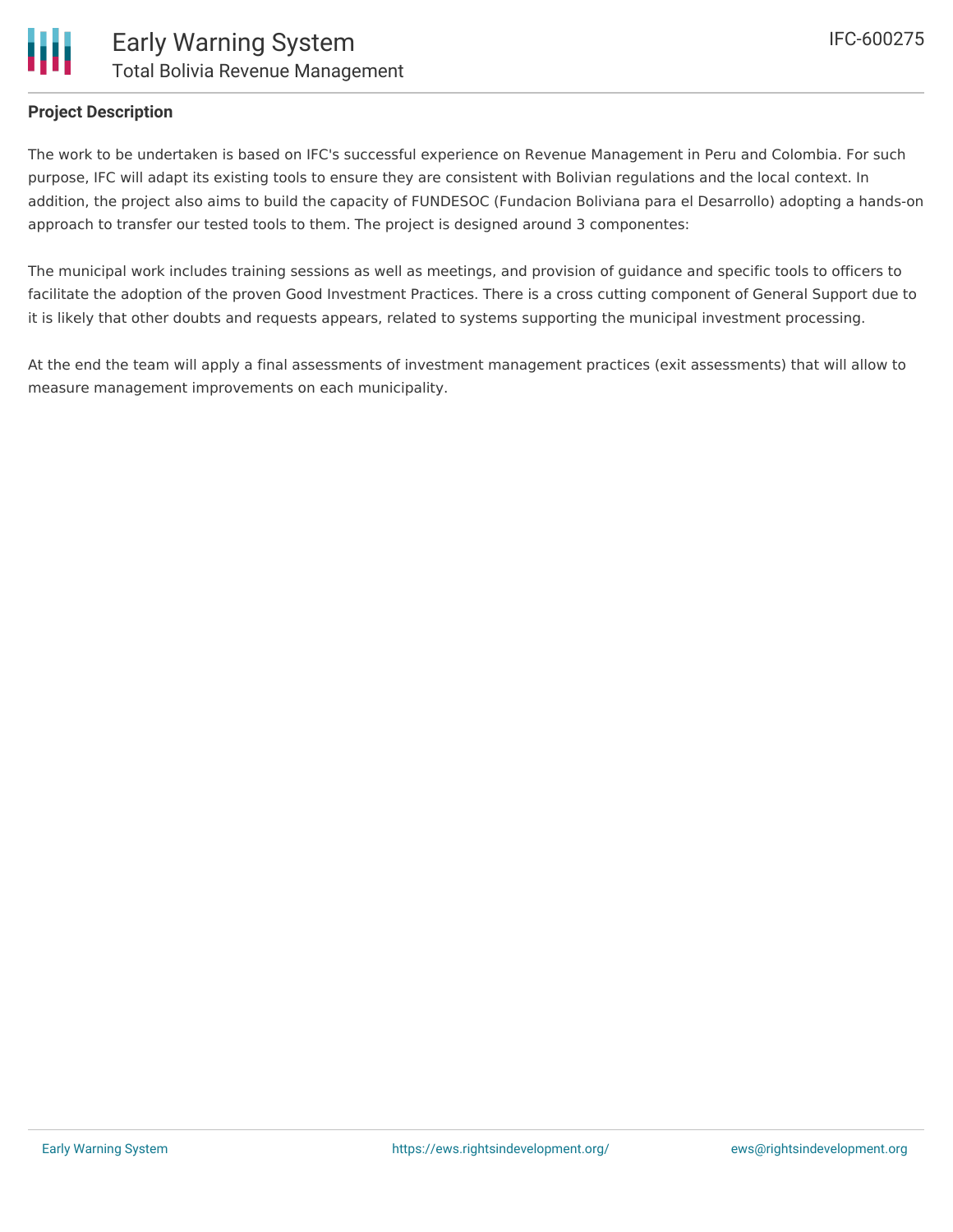## Project Description

The work to be undertaken is based on IFC's successful experience on Revenue Management in Peru and Colombia. For such purpose, IFC will adapt its existing tools to ensure they are consistent with Bolivian regulations and the local context. In addition, the project also aims to build the capacity of FUNDESOC (Fundacion Boliviana para el Desarrollo) adopting a hands-on approach to transfer our tested tools to them. The project is designed around 3 componentes:

The municipal work includes training sessions as well as meetings, and provision of guidance and specific tools to officers to facilitate the adoption of the proven Good Investment Practices. There is a cross cutting component of General Support due to it is likely that other doubts and requests appears, related to systems supporting the municipal investment processing.

At the end the team will apply a final assessments of investment management practices (exit assessments) that will allow to measure management improvements on each municipality.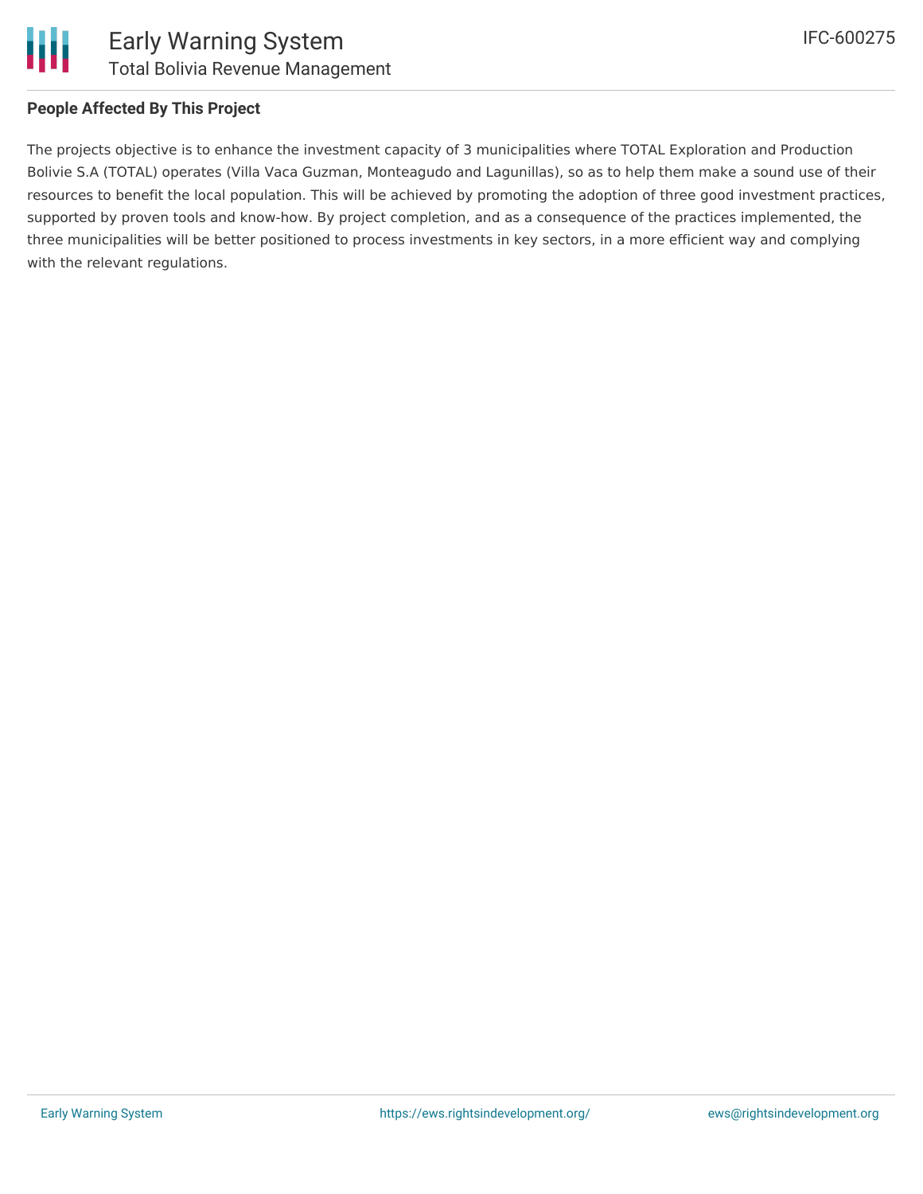## People Affected By This Project

The projects objective is to enhance the investment capacity of 3 municipalities where TOTAL Exploration and Production Bolivie S.A (TOTAL) operates (Villa Vaca Guzman, Monteagudo and Lagunillas), so as to help them make a sound use of their resources to benefit the local population. This will be achieved by promoting the adoption of three good investment practices, supported by proven tools and know-how. By project completion, and as a consequence of the practices implemented, the three municipalities will be better positioned to process investments in key sectors, in a more efficient way and complying with the relevant regulations.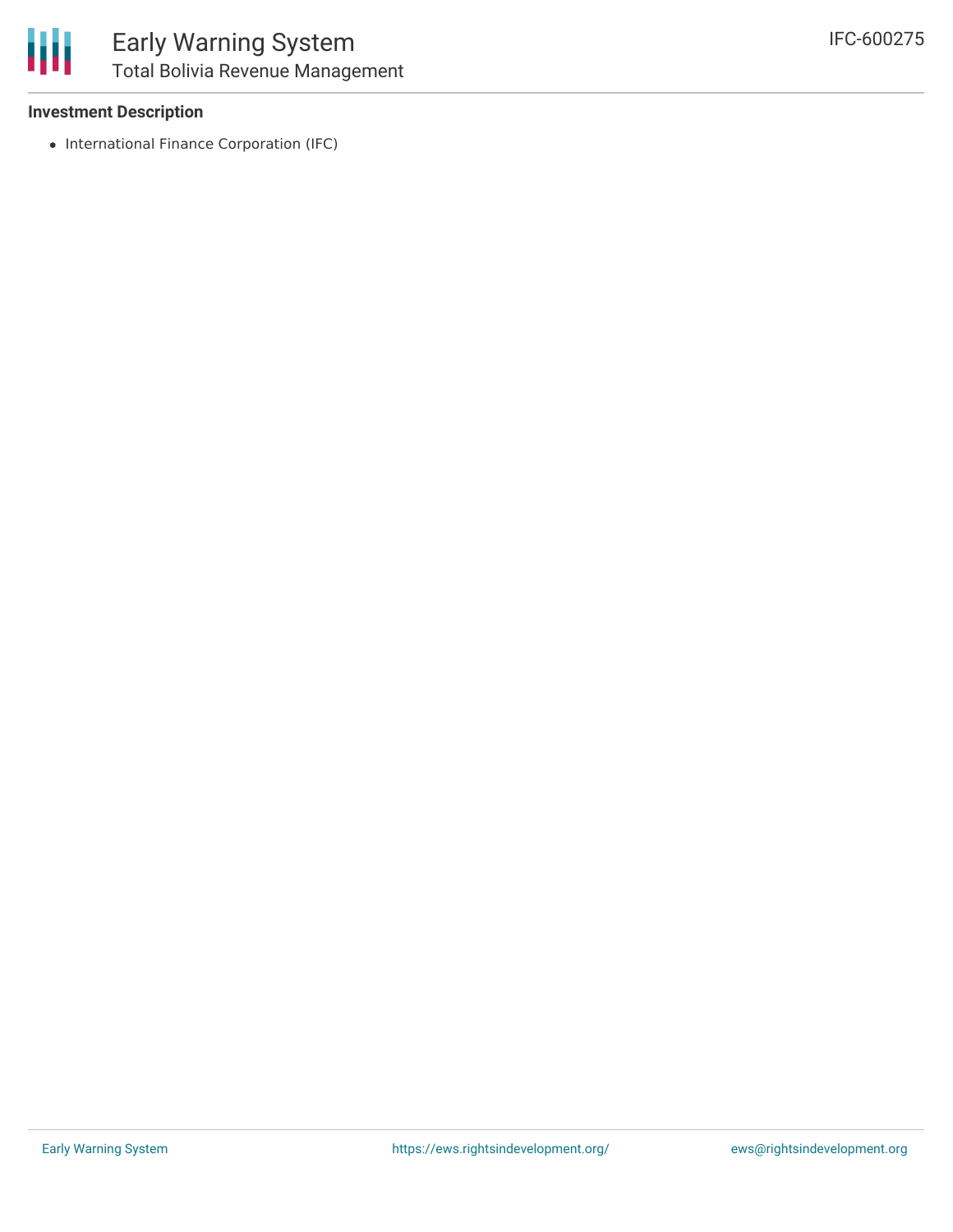**Investment Description**

- International Finance Corporation (IFC)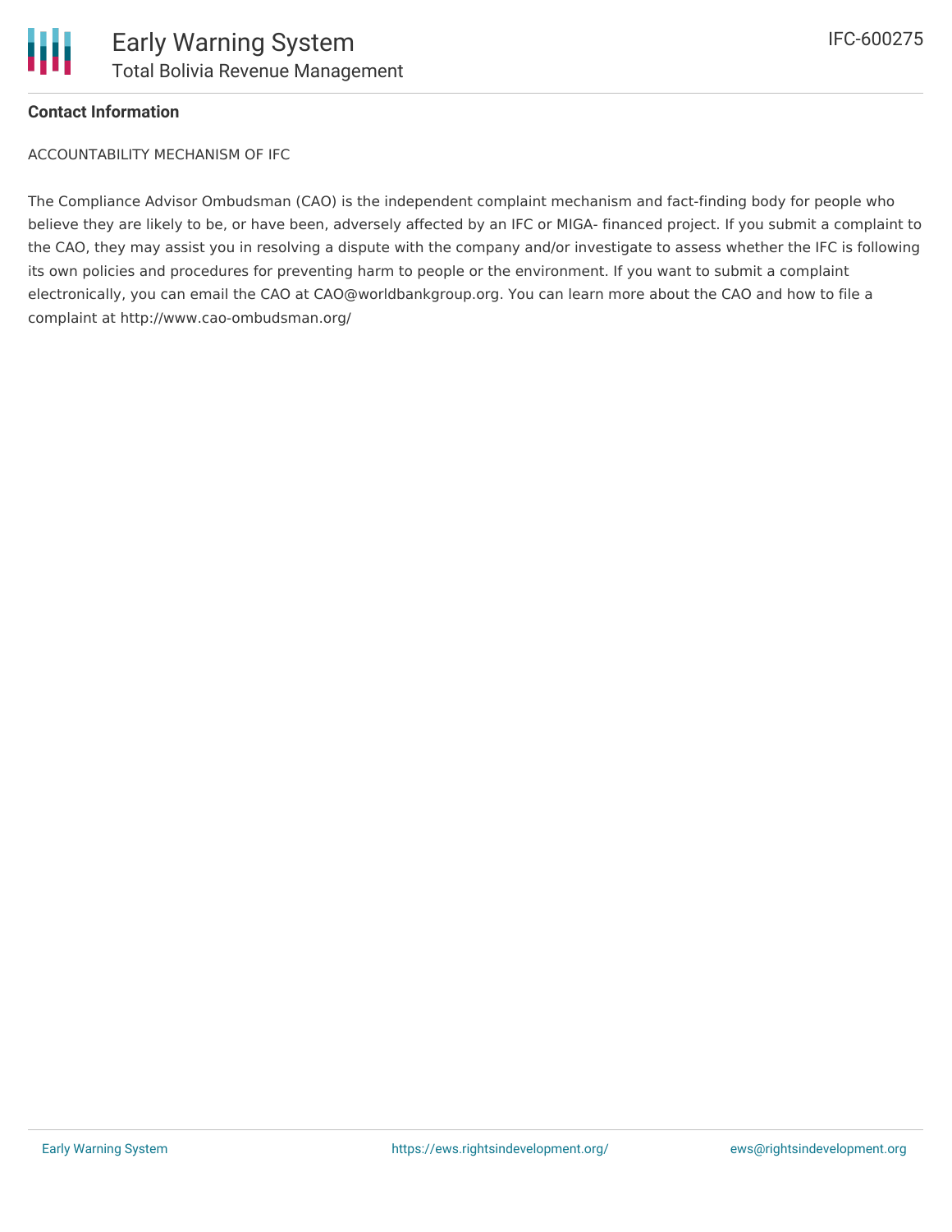**Contact Information**

ACCOUNTABILITY MECHANISM OF IFC

The Compliance Advisor Ombudsman (CAO) is the independent complaint mechanism and fact-finding body for people who believe they are likely to be, or have been, adversely affected by an IFC or MIGA- financed project. If you submit a complaint to the CAO, they may assist you in resolving a dispute with the company and/or investigate to assess whether the IFC is following its own policies and procedures for preventing harm to people or the environment. If you want to submit a complaint electronically, you can email the CAO at CAO@worldbankgroup.org. You can learn more about the CAO and how to file a complaint at http://www.cao-ombudsman.org/